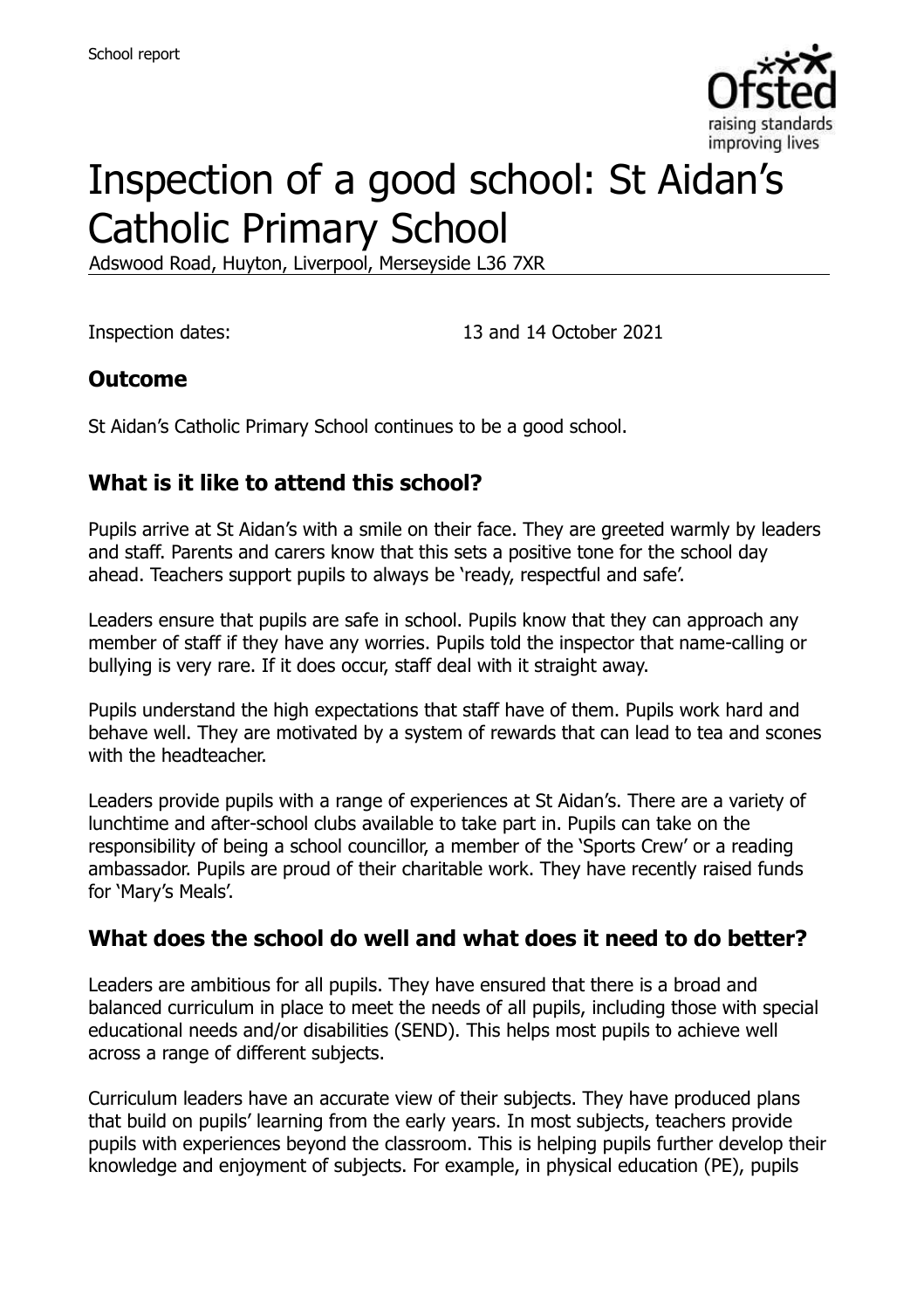School report

# Inspection of a good school: St Aidan's Catholic Primary School

Adswood Road, Huyton, Liverpool, Merseyside L36 7XR

Inspection dates: 13 and 14 October 2021

## Outcome

St Aidan's Catholic Primary School continues to be a good school.

## What is it like to attend this school?

Pupils arrive at St Aidan's with a smile on their face. They are greeted warmly by leaders and staff. Parents and carers know that this sets a positive tone for the school day ahead. Teachers support pupils to always be 'ready, respectful and safe'.

Leaders ensure that pupils are safe in school. Pupils know that they can approach any member of staff if they have any worries. Pupils told the inspector that name-calling or bullying is very rare. If it does occur, staff deal with it straight away.

Pupils understand the high expectations that staff have of them. Pupils work hard and behave well. They are motivated by a system of rewards that can lead to tea and scones with the headteacher.

Leaders provide pupils with a range of experiences at St Aidan's. There are a variety of lunchtime and after-school clubs available to take part in. Pupils can take on the responsibility of being a school councillor, a member of the 'Sports Crew' or a reading ambassador. Pupils are proud of their charitable work. They have recently raised funds for 'Mary's Meals'.

## What does the school do well and what does it need to do better?

Leaders are ambitious for all pupils. They have ensured that there is a broad and balanced curriculum in place to meet the needs of all pupils, including those with special educational needs and/or disabilities (SEND). This helps most pupils to achieve well across a range of different subjects.

Curriculum leaders have an accurate view of their subjects. They have produced plans that build on pupils' learning from the early years. In most subjects, teachers provide pupils with experiences beyond the classroom. This is helping pupils further develop their knowledge and enjoyment of subjects. For example, in physical education (PE), pupils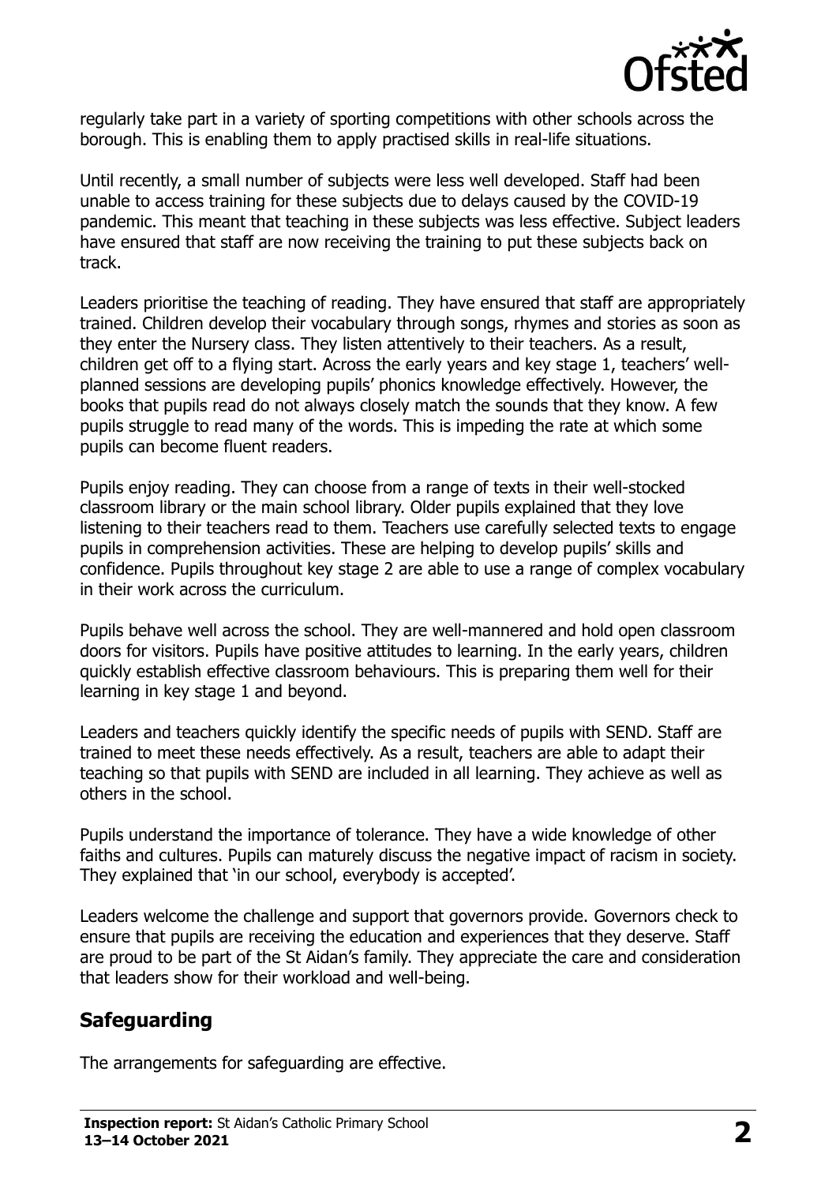regularly take part in a variety of sporting competitions with other schools across the borough. This is enabling them to apply practised skills in real-life situations.

Until recently, a small number of subjects were less well developed. Staff had been unable to access training for these subjects due to delays caused by the COVID-19 pandemic. This meant that teaching in these subjects was less effective. Subject leaders have ensured that staff are now receiving the training to put these subjects back on track.

Leaders prioritise the teaching of reading. They have ensured that staff are appropriately trained. Children develop their vocabulary through songs, rhymes and stories as soon as they enter the Nursery class. They listen attentively to their teachers. As a result, children get off to a flying start. Across the early years and key stage 1, teachers' well-planned sessions are developing pupils' phonics knowledge effectively. However, the books that pupils read do not always closely match the sounds that they know. A few pupils struggle to read many of the words. This is impeding the rate at which some pupils can become fluent readers.

Pupils enjoy reading. They can choose from a range of texts in their well-stocked classroom library or the main school library. Older pupils explained that they love listening to their teachers read to them. Teachers use carefully selected texts to engage pupils in comprehension activities. These are helping to develop pupils' skills and confidence. Pupils throughout key stage 2 are able to use a range of complex vocabulary in their work across the curriculum.

Pupils behave well across the school. They are well-mannered and hold open classroom doors for visitors. Pupils have positive attitudes to learning. In the early years, children quickly establish effective classroom behaviours. This is preparing them well for their learning in key stage 1 and beyond.

Leaders and teachers quickly identify the specific needs of pupils with SEND. Staff are trained to meet these needs effectively. As a result, teachers are able to adapt their teaching so that pupils with SEND are included in all learning. They achieve as well as others in the school.

Pupils understand the importance of tolerance. They have a wide knowledge of other faiths and cultures. Pupils can maturely discuss the negative impact of racism in society. They explained that 'in our school, everybody is accepted'.

Leaders welcome the challenge and support that governors provide. Governors check to ensure that pupils are receiving the education and experiences that they deserve. Staff are proud to be part of the St Aidan's family. They appreciate the care and consideration that leaders show for their workload and well-being.

## Safeguarding

The arrangements for safeguarding are effective.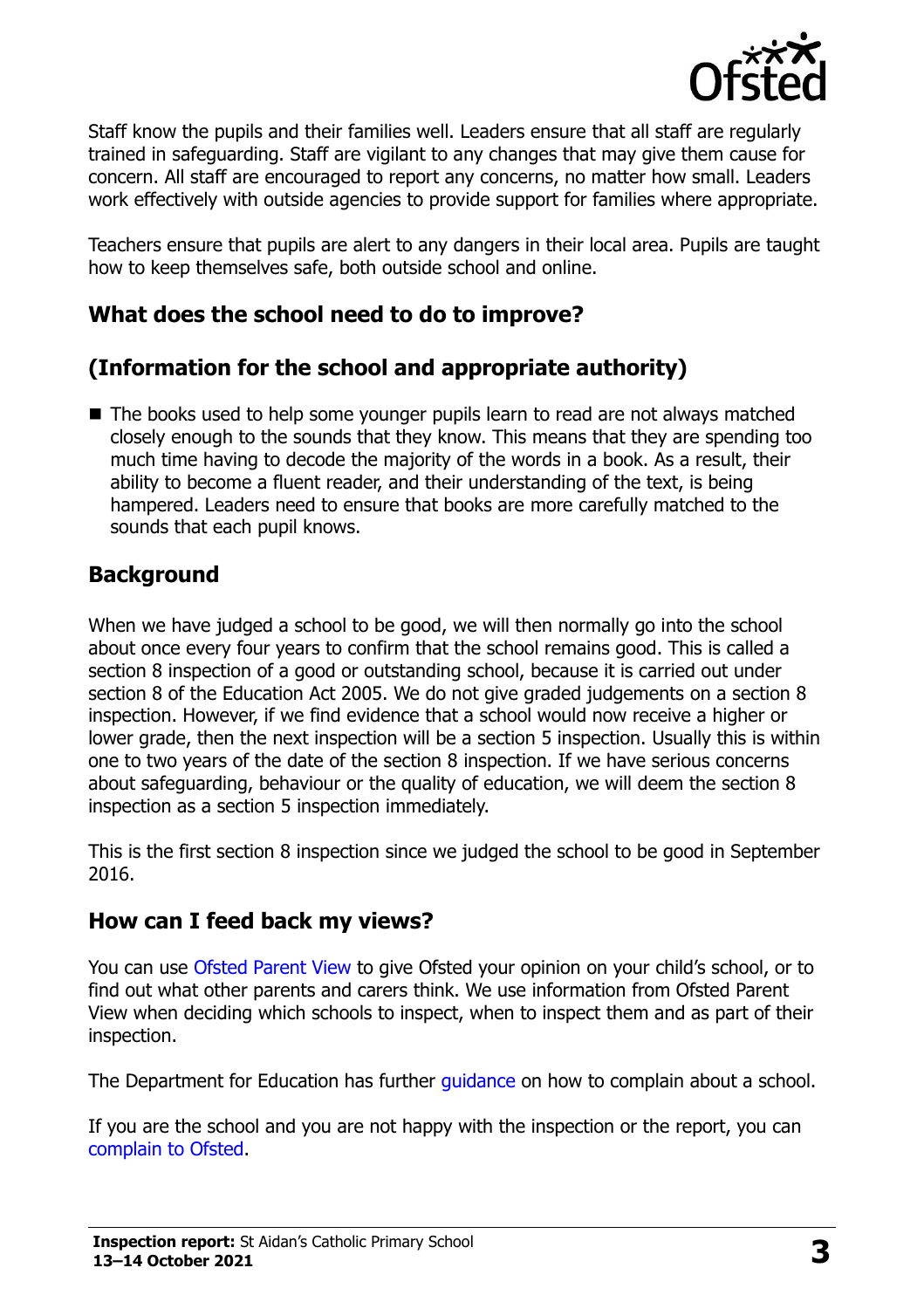Staff know the pupils and their families well. Leaders ensure that all staff are regularly trained in safeguarding. Staff are vigilant to any changes that may give them cause for concern. All staff are encouraged to report any concerns, no matter how small. Leaders work effectively with outside agencies to provide support for families where appropriate.

Teachers ensure that pupils are alert to any dangers in their local area. Pupils are taught how to keep themselves safe, both outside school and online.

## What does the school need to do to improve?

## (Information for the school and appropriate authority)

- The books used to help some younger pupils learn to read are not always matched closely enough to the sounds that they know. This means that they are spending too much time having to decode the majority of the words in a book. As a result, their ability to become a fluent reader, and their understanding of the text, is being hampered. Leaders need to ensure that books are more carefully matched to the sounds that each pupil knows.

## Background

When we have judged a school to be good, we will then normally go into the school about once every four years to confirm that the school remains good. This is called a section 8 inspection of a good or outstanding school, because it is carried out under section 8 of the Education Act 2005. We do not give graded judgements on a section 8 inspection. However, if we find evidence that a school would now receive a higher or lower grade, then the next inspection will be a section 5 inspection. Usually this is within one to two years of the date of the section 8 inspection. If we have serious concerns about safeguarding, behaviour or the quality of education, we will deem the section 8 inspection as a section 5 inspection immediately.

This is the first section 8 inspection since we judged the school to be good in September 2016.

## How can I feed back my views?

You can use Ofsted Parent View to give Ofsted your opinion on your child's school, or to find out what other parents and carers think. We use information from Ofsted Parent View when deciding which schools to inspect, when to inspect them and as part of their inspection.

The Department for Education has further guidance on how to complain about a school.

If you are the school and you are not happy with the inspection or the report, you can complain to Ofsted.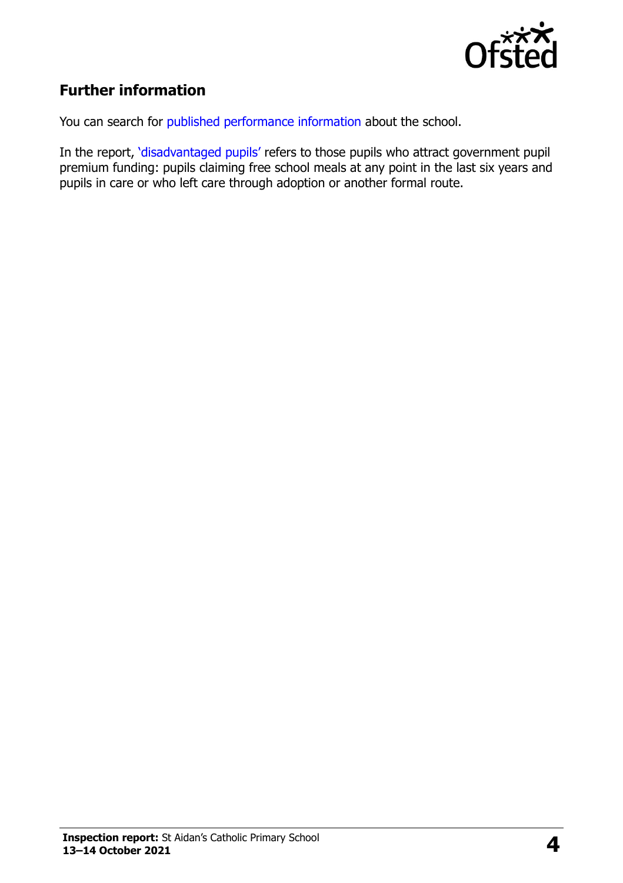## Further information

You can search for published performance information about the school.

In the report, 'disadvantaged pupils' refers to those pupils who attract government pupil premium funding: pupils claiming free school meals at any point in the last six years and pupils in care or who left care through adoption or another formal route.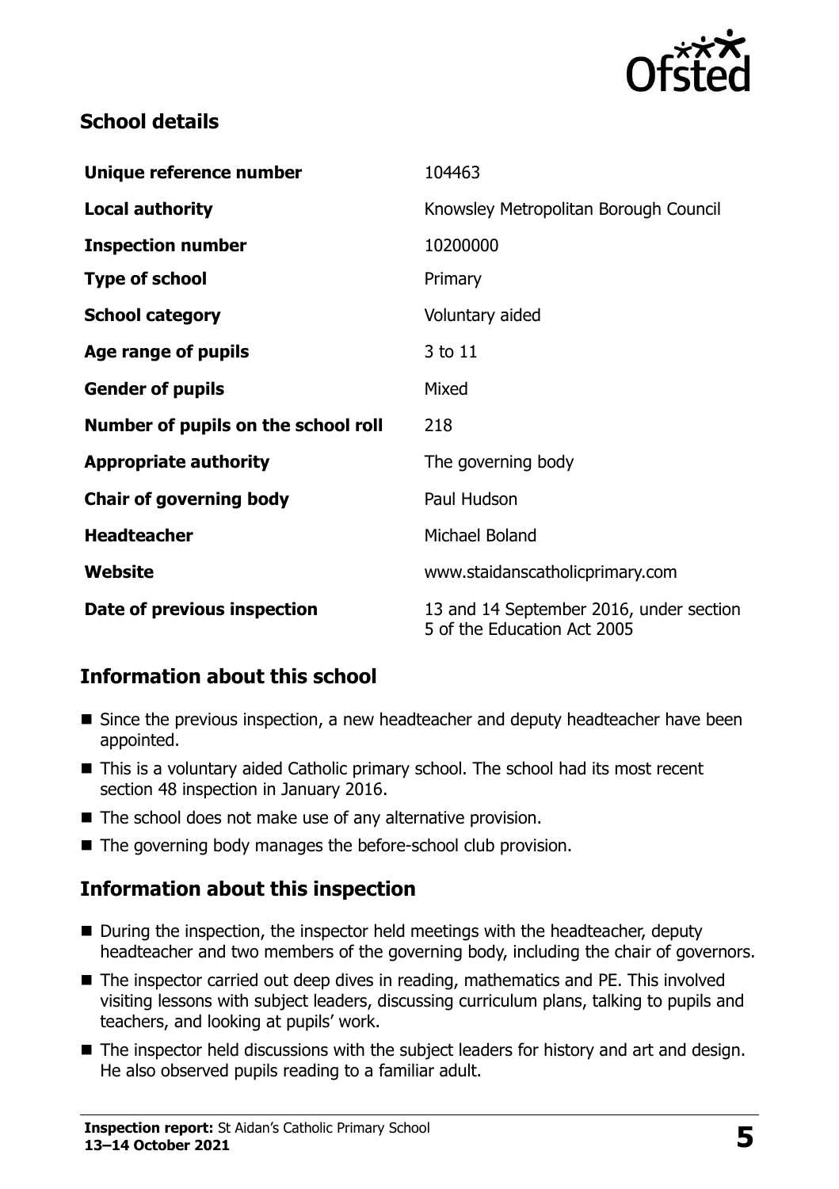## School details

| | |
|---|---|
| **Unique reference number** | 104463 |
| **Local authority** | Knowsley Metropolitan Borough Council |
| **Inspection number** | 10200000 |
| **Type of school** | Primary |
| **School category** | Voluntary aided |
| **Age range of pupils** | 3 to 11 |
| **Gender of pupils** | Mixed |
| **Number of pupils on the school roll** | 218 |
| **Appropriate authority** | The governing body |
| **Chair of governing body** | Paul Hudson |
| **Headteacher** | Michael Boland |
| **Website** | www.staidanscatholicprimary.com |
| **Date of previous inspection** | 13 and 14 September 2016, under section 5 of the Education Act 2005 |

## Information about this school

- Since the previous inspection, a new headteacher and deputy headteacher have been appointed.
- This is a voluntary aided Catholic primary school. The school had its most recent section 48 inspection in January 2016.
- The school does not make use of any alternative provision.
- The governing body manages the before-school club provision.

## Information about this inspection

- During the inspection, the inspector held meetings with the headteacher, deputy headteacher and two members of the governing body, including the chair of governors.
- The inspector carried out deep dives in reading, mathematics and PE. This involved visiting lessons with subject leaders, discussing curriculum plans, talking to pupils and teachers, and looking at pupils' work.
- The inspector held discussions with the subject leaders for history and art and design. He also observed pupils reading to a familiar adult.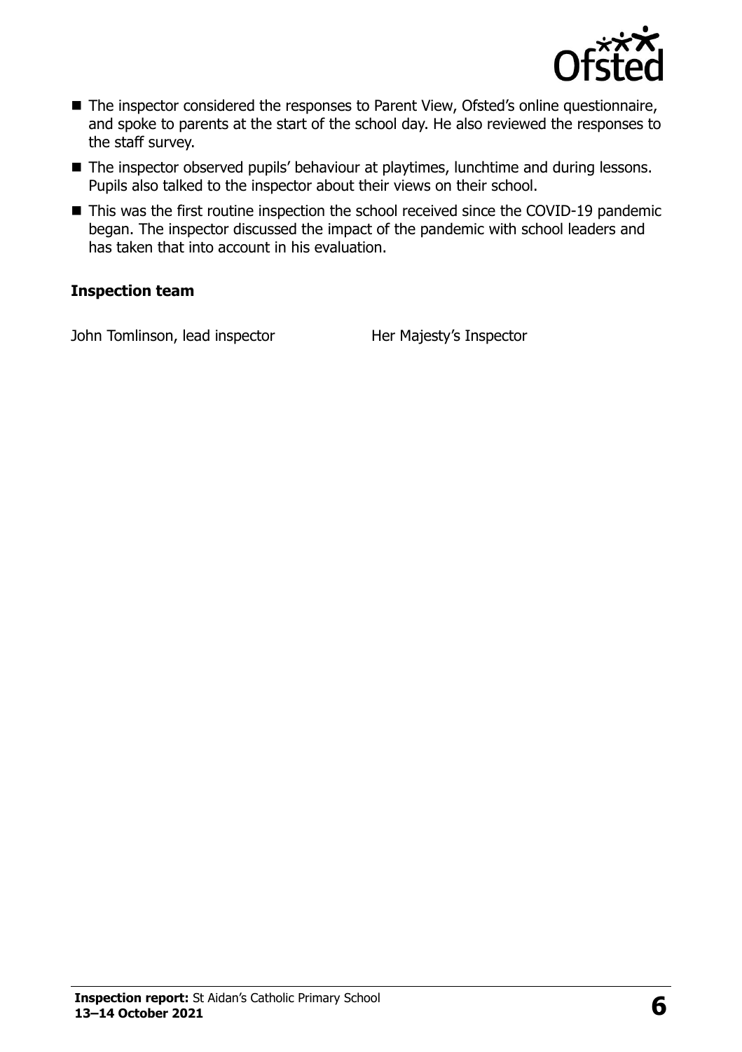- The inspector considered the responses to Parent View, Ofsted's online questionnaire, and spoke to parents at the start of the school day. He also reviewed the responses to the staff survey.
- The inspector observed pupils' behaviour at playtimes, lunchtime and during lessons. Pupils also talked to the inspector about their views on their school.
- This was the first routine inspection the school received since the COVID-19 pandemic began. The inspector discussed the impact of the pandemic with school leaders and has taken that into account in his evaluation.

### Inspection team

| | |
|---|---|
| John Tomlinson, lead inspector | Her Majesty's Inspector |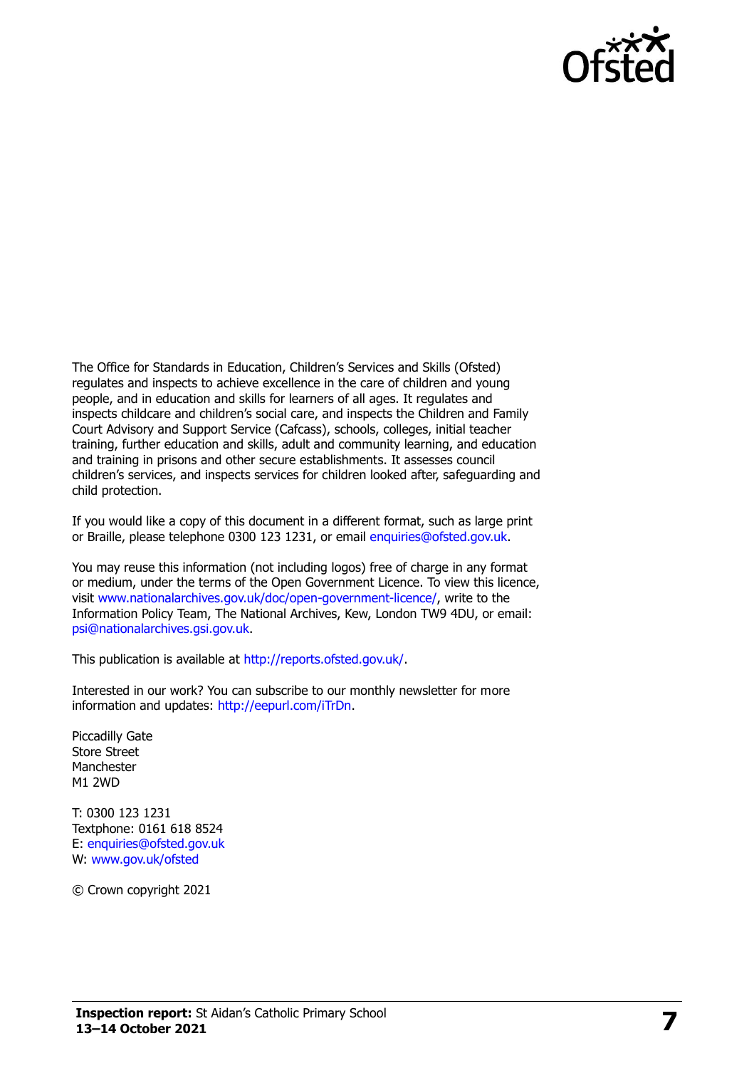The Office for Standards in Education, Children's Services and Skills (Ofsted) regulates and inspects to achieve excellence in the care of children and young people, and in education and skills for learners of all ages. It regulates and inspects childcare and children's social care, and inspects the Children and Family Court Advisory and Support Service (Cafcass), schools, colleges, initial teacher training, further education and skills, adult and community learning, and education and training in prisons and other secure establishments. It assesses council children's services, and inspects services for children looked after, safeguarding and child protection.

If you would like a copy of this document in a different format, such as large print or Braille, please telephone 0300 123 1231, or email enquiries@ofsted.gov.uk.

You may reuse this information (not including logos) free of charge in any format or medium, under the terms of the Open Government Licence. To view this licence, visit www.nationalarchives.gov.uk/doc/open-government-licence/, write to the Information Policy Team, The National Archives, Kew, London TW9 4DU, or email: psi@nationalarchives.gsi.gov.uk.

This publication is available at http://reports.ofsted.gov.uk/.

Interested in our work? You can subscribe to our monthly newsletter for more information and updates: http://eepurl.com/iTrDn.

Piccadilly Gate
Store Street
Manchester
M1 2WD

T: 0300 123 1231
Textphone: 0161 618 8524
E: enquiries@ofsted.gov.uk
W: www.gov.uk/ofsted

© Crown copyright 2021